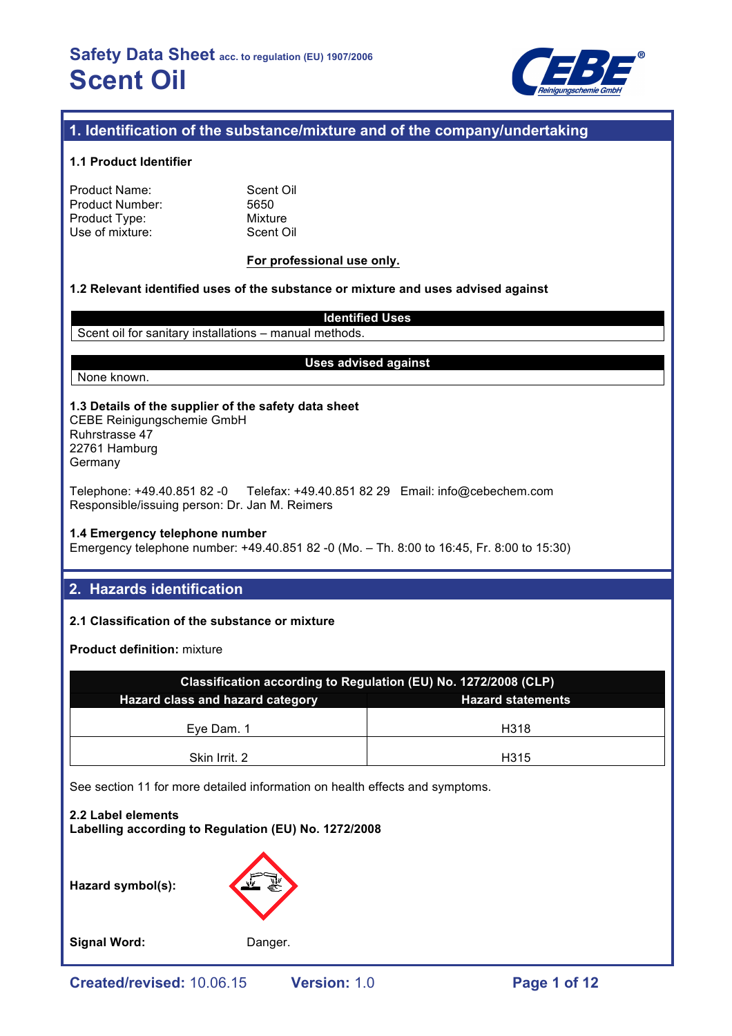# Safety Data Sheet acc. to regulation (EU) 1907/2006
# Scent Oil

## 1. Identification of the substance/mixture and of the company/undertaking

### 1.1 Product Identifier

Product Name: Scent Oil
Product Number: 5650
Product Type: Mixture
Use of mixture: Scent Oil

**For professional use only.**

### 1.2 Relevant identified uses of the substance or mixture and uses advised against

| Identified Uses |
| --- |
| Scent oil for sanitary installations – manual methods. |

| Uses advised against |
| --- |
| None known. |

### 1.3 Details of the supplier of the safety data sheet

CEBE Reinigungschemie GmbH
Ruhrstrasse 47
22761 Hamburg
Germany

Telephone: +49.40.851 82 -0 Telefax: +49.40.851 82 29 Email: info@cebechem.com
Responsible/issuing person: Dr. Jan M. Reimers

### 1.4 Emergency telephone number

Emergency telephone number: +49.40.851 82 -0 (Mo. – Th. 8:00 to 16:45, Fr. 8:00 to 15:30)

## 2. Hazards identification

### 2.1 Classification of the substance or mixture

**Product definition:** mixture

| Classification according to Regulation (EU) No. 1272/2008 (CLP) | |
| --- | --- |
| **Hazard class and hazard category** | **Hazard statements** |
| Eye Dam. 1 | H318 |
| Skin Irrit. 2 | H315 |

See section 11 for more detailed information on health effects and symptoms.

### 2.2 Label elements

**Labelling according to Regulation (EU) No. 1272/2008**

**Hazard symbol(s):**

**Signal Word:** Danger.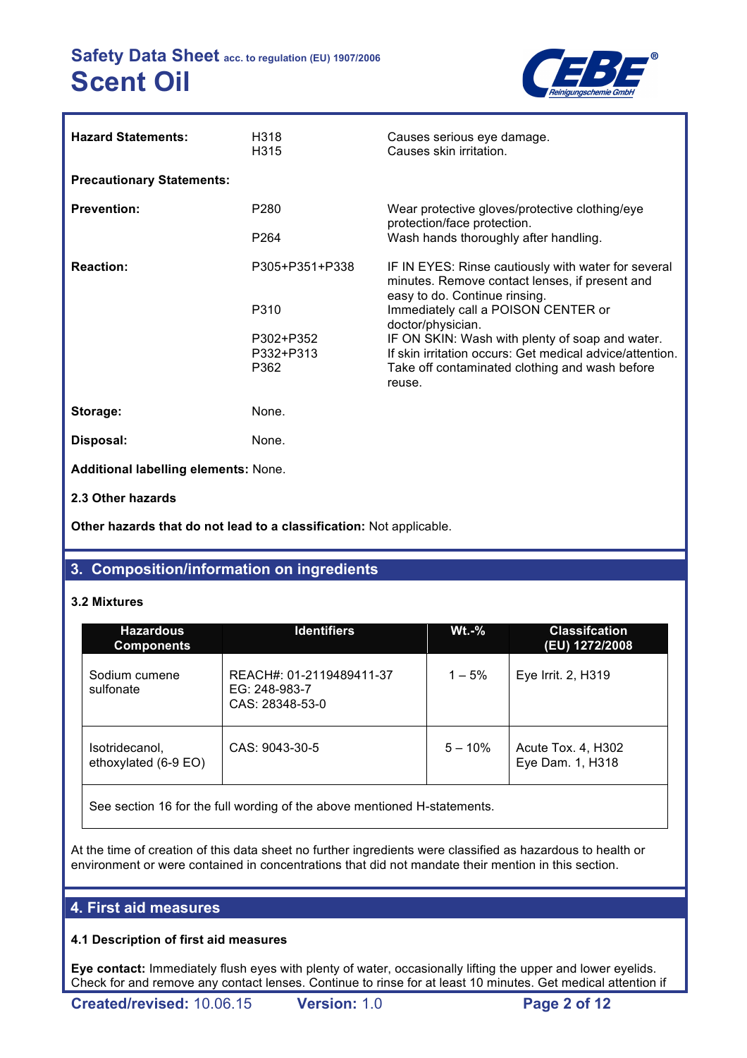| | | |
|---|---|---|
| **Hazard Statements:** | H318<br>H315 | Causes serious eye damage.<br>Causes skin irritation. |
| **Precautionary Statements:** | | |
| **Prevention:** | P280<br><br>P264 | Wear protective gloves/protective clothing/eye protection/face protection.<br>Wash hands thoroughly after handling. |
| **Reaction:** | P305+P351+P338<br><br>P310<br><br>P302+P352<br>P332+P313<br>P362 | IF IN EYES: Rinse cautiously with water for several minutes. Remove contact lenses, if present and easy to do. Continue rinsing.<br>Immediately call a POISON CENTER or doctor/physician.<br>IF ON SKIN: Wash with plenty of soap and water.<br>If skin irritation occurs: Get medical advice/attention.<br>Take off contaminated clothing and wash before reuse. |
| **Storage:** | None. | |
| **Disposal:** | None. | |

**Additional labelling elements:** None.

**2.3 Other hazards**

**Other hazards that do not lead to a classification:** Not applicable.

## 3. Composition/information on ingredients

### 3.2 Mixtures

| Hazardous Components | Identifiers | Wt.-% | Classifcation (EU) 1272/2008 |
|---|---|---|---|
| Sodium cumene sulfonate | REACH#: 01-2119489411-37<br>EG: 248-983-7<br>CAS: 28348-53-0 | 1 – 5% | Eye Irrit. 2, H319 |
| Isotridecanol, ethoxylated (6-9 EO) | CAS: 9043-30-5 | 5 – 10% | Acute Tox. 4, H302<br>Eye Dam. 1, H318 |
| See section 16 for the full wording of the above mentioned H-statements. | | | |

At the time of creation of this data sheet no further ingredients were classified as hazardous to health or environment or were contained in concentrations that did not mandate their mention in this section.

## 4. First aid measures

### 4.1 Description of first aid measures

**Eye contact:** Immediately flush eyes with plenty of water, occasionally lifting the upper and lower eyelids. Check for and remove any contact lenses. Continue to rinse for at least 10 minutes. Get medical attention if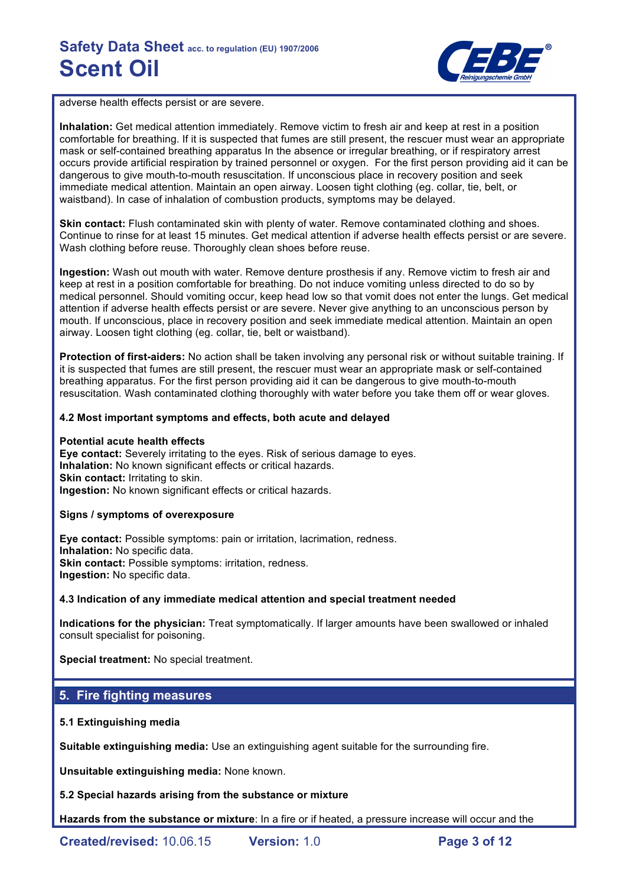adverse health effects persist or are severe.

**Inhalation:** Get medical attention immediately. Remove victim to fresh air and keep at rest in a position comfortable for breathing. If it is suspected that fumes are still present, the rescuer must wear an appropriate mask or self-contained breathing apparatus In the absence or irregular breathing, or if respiratory arrest occurs provide artificial respiration by trained personnel or oxygen. For the first person providing aid it can be dangerous to give mouth-to-mouth resuscitation. If unconscious place in recovery position and seek immediate medical attention. Maintain an open airway. Loosen tight clothing (eg. collar, tie, belt, or waistband). In case of inhalation of combustion products, symptoms may be delayed.

**Skin contact:** Flush contaminated skin with plenty of water. Remove contaminated clothing and shoes. Continue to rinse for at least 15 minutes. Get medical attention if adverse health effects persist or are severe. Wash clothing before reuse. Thoroughly clean shoes before reuse.

**Ingestion:** Wash out mouth with water. Remove denture prosthesis if any. Remove victim to fresh air and keep at rest in a position comfortable for breathing. Do not induce vomiting unless directed to do so by medical personnel. Should vomiting occur, keep head low so that vomit does not enter the lungs. Get medical attention if adverse health effects persist or are severe. Never give anything to an unconscious person by mouth. If unconscious, place in recovery position and seek immediate medical attention. Maintain an open airway. Loosen tight clothing (eg. collar, tie, belt or waistband).

**Protection of first-aiders:** No action shall be taken involving any personal risk or without suitable training. If it is suspected that fumes are still present, the rescuer must wear an appropriate mask or self-contained breathing apparatus. For the first person providing aid it can be dangerous to give mouth-to-mouth resuscitation. Wash contaminated clothing thoroughly with water before you take them off or wear gloves.

### 4.2 Most important symptoms and effects, both acute and delayed

**Potential acute health effects**
**Eye contact:** Severely irritating to the eyes. Risk of serious damage to eyes.
**Inhalation:** No known significant effects or critical hazards.
**Skin contact:** Irritating to skin.
**Ingestion:** No known significant effects or critical hazards.

**Signs / symptoms of overexposure**

**Eye contact:** Possible symptoms: pain or irritation, lacrimation, redness.
**Inhalation:** No specific data.
**Skin contact:** Possible symptoms: irritation, redness.
**Ingestion:** No specific data.

### 4.3 Indication of any immediate medical attention and special treatment needed

**Indications for the physician:** Treat symptomatically. If larger amounts have been swallowed or inhaled consult specialist for poisoning.

**Special treatment:** No special treatment.

## 5. Fire fighting measures

### 5.1 Extinguishing media

**Suitable extinguishing media:** Use an extinguishing agent suitable for the surrounding fire.

**Unsuitable extinguishing media:** None known.

### 5.2 Special hazards arising from the substance or mixture

**Hazards from the substance or mixture**: In a fire or if heated, a pressure increase will occur and the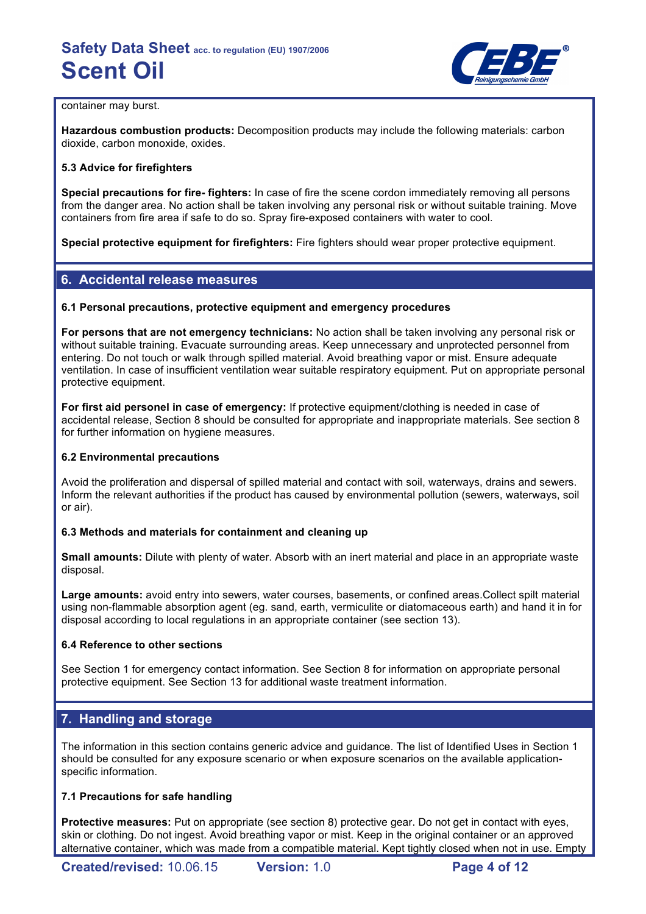container may burst.

**Hazardous combustion products:** Decomposition products may include the following materials: carbon dioxide, carbon monoxide, oxides.

### 5.3 Advice for firefighters

**Special precautions for fire- fighters:** In case of fire the scene cordon immediately removing all persons from the danger area. No action shall be taken involving any personal risk or without suitable training. Move containers from fire area if safe to do so. Spray fire-exposed containers with water to cool.

**Special protective equipment for firefighters:** Fire fighters should wear proper protective equipment.

## 6. Accidental release measures

### 6.1 Personal precautions, protective equipment and emergency procedures

**For persons that are not emergency technicians:** No action shall be taken involving any personal risk or without suitable training. Evacuate surrounding areas. Keep unnecessary and unprotected personnel from entering. Do not touch or walk through spilled material. Avoid breathing vapor or mist. Ensure adequate ventilation. In case of insufficient ventilation wear suitable respiratory equipment. Put on appropriate personal protective equipment.

**For first aid personel in case of emergency:** If protective equipment/clothing is needed in case of accidental release, Section 8 should be consulted for appropriate and inappropriate materials. See section 8 for further information on hygiene measures.

### 6.2 Environmental precautions

Avoid the proliferation and dispersal of spilled material and contact with soil, waterways, drains and sewers. Inform the relevant authorities if the product has caused by environmental pollution (sewers, waterways, soil or air).

### 6.3 Methods and materials for containment and cleaning up

**Small amounts:** Dilute with plenty of water. Absorb with an inert material and place in an appropriate waste disposal.

**Large amounts:** avoid entry into sewers, water courses, basements, or confined areas.Collect spilt material using non-flammable absorption agent (eg. sand, earth, vermiculite or diatomaceous earth) and hand it in for disposal according to local regulations in an appropriate container (see section 13).

### 6.4 Reference to other sections

See Section 1 for emergency contact information. See Section 8 for information on appropriate personal protective equipment. See Section 13 for additional waste treatment information.

## 7. Handling and storage

The information in this section contains generic advice and guidance. The list of Identified Uses in Section 1 should be consulted for any exposure scenario or when exposure scenarios on the available application-specific information.

### 7.1 Precautions for safe handling

**Protective measures:** Put on appropriate (see section 8) protective gear. Do not get in contact with eyes, skin or clothing. Do not ingest. Avoid breathing vapor or mist. Keep in the original container or an approved alternative container, which was made from a compatible material. Kept tightly closed when not in use. Empty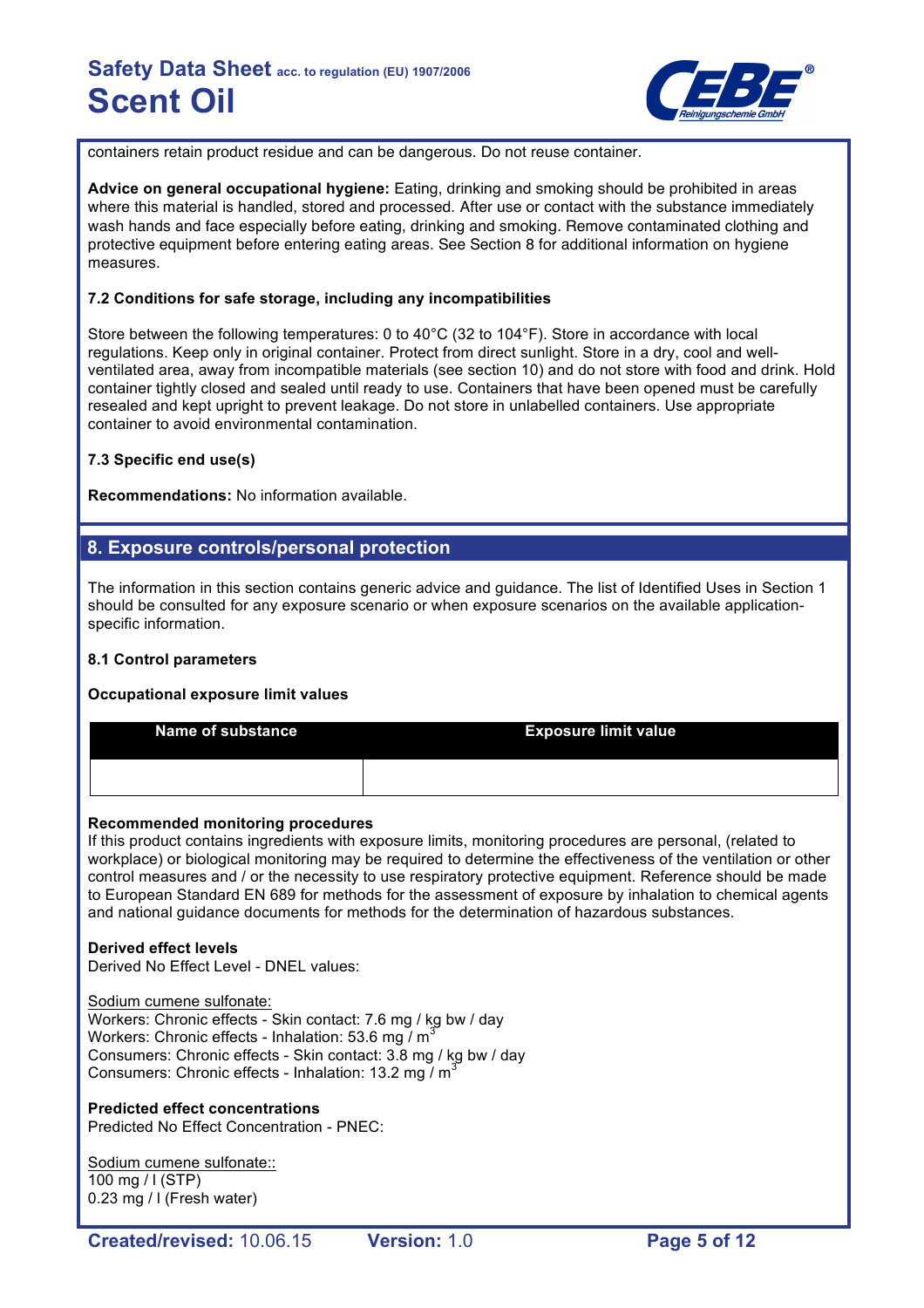containers retain product residue and can be dangerous. Do not reuse container.

**Advice on general occupational hygiene:** Eating, drinking and smoking should be prohibited in areas where this material is handled, stored and processed. After use or contact with the substance immediately wash hands and face especially before eating, drinking and smoking. Remove contaminated clothing and protective equipment before entering eating areas. See Section 8 for additional information on hygiene measures.

**7.2 Conditions for safe storage, including any incompatibilities**

Store between the following temperatures: 0 to 40°C (32 to 104°F). Store in accordance with local regulations. Keep only in original container. Protect from direct sunlight. Store in a dry, cool and well-ventilated area, away from incompatible materials (see section 10) and do not store with food and drink. Hold container tightly closed and sealed until ready to use. Containers that have been opened must be carefully resealed and kept upright to prevent leakage. Do not store in unlabelled containers. Use appropriate container to avoid environmental contamination.

**7.3 Specific end use(s)**

**Recommendations:** No information available.

## 8. Exposure controls/personal protection

The information in this section contains generic advice and guidance. The list of Identified Uses in Section 1 should be consulted for any exposure scenario or when exposure scenarios on the available application-specific information.

**8.1 Control parameters**

**Occupational exposure limit values**

| Name of substance | Exposure limit value |
|---|---|
| | |

**Recommended monitoring procedures**
If this product contains ingredients with exposure limits, monitoring procedures are personal, (related to workplace) or biological monitoring may be required to determine the effectiveness of the ventilation or other control measures and / or the necessity to use respiratory protective equipment. Reference should be made to European Standard EN 689 for methods for the assessment of exposure by inhalation to chemical agents and national guidance documents for methods for the determination of hazardous substances.

**Derived effect levels**
Derived No Effect Level - DNEL values:

Sodium cumene sulfonate:
Workers: Chronic effects - Skin contact: 7.6 mg / kg bw / day
Workers: Chronic effects - Inhalation: 53.6 mg / $m^3$
Consumers: Chronic effects - Skin contact: 3.8 mg / kg bw / day
Consumers: Chronic effects - Inhalation: 13.2 mg / $m^3$

**Predicted effect concentrations**
Predicted No Effect Concentration - PNEC:

Sodium cumene sulfonate::
100 mg / l (STP)
0.23 mg / l (Fresh water)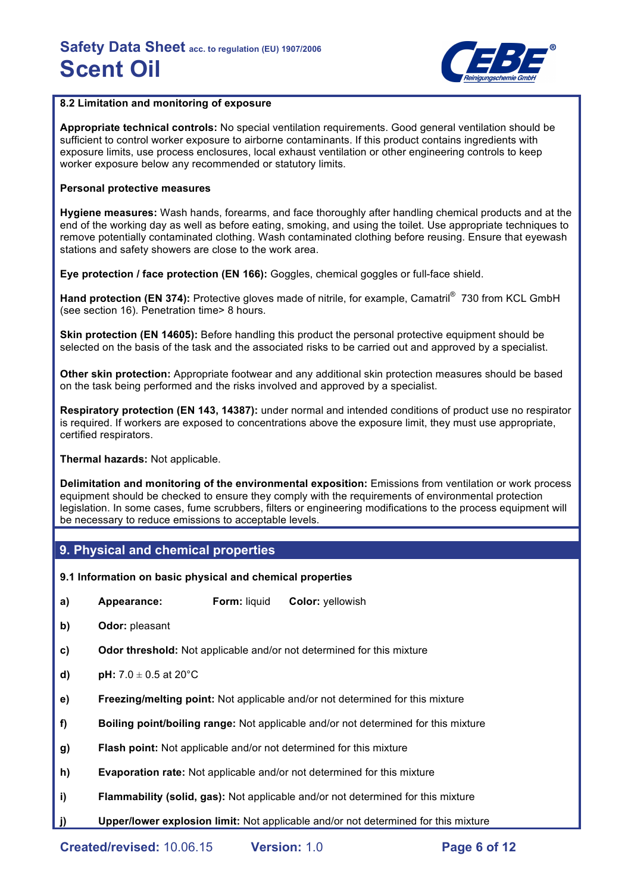#### 8.2 Limitation and monitoring of exposure

**Appropriate technical controls:** No special ventilation requirements. Good general ventilation should be sufficient to control worker exposure to airborne contaminants. If this product contains ingredients with exposure limits, use process enclosures, local exhaust ventilation or other engineering controls to keep worker exposure below any recommended or statutory limits.

**Personal protective measures**

**Hygiene measures:** Wash hands, forearms, and face thoroughly after handling chemical products and at the end of the working day as well as before eating, smoking, and using the toilet. Use appropriate techniques to remove potentially contaminated clothing. Wash contaminated clothing before reusing. Ensure that eyewash stations and safety showers are close to the work area.

**Eye protection / face protection (EN 166):** Goggles, chemical goggles or full-face shield.

**Hand protection (EN 374):** Protective gloves made of nitrile, for example, Camatril® 730 from KCL GmbH (see section 16). Penetration time> 8 hours.

**Skin protection (EN 14605):** Before handling this product the personal protective equipment should be selected on the basis of the task and the associated risks to be carried out and approved by a specialist.

**Other skin protection:** Appropriate footwear and any additional skin protection measures should be based on the task being performed and the risks involved and approved by a specialist.

**Respiratory protection (EN 143, 14387):** under normal and intended conditions of product use no respirator is required. If workers are exposed to concentrations above the exposure limit, they must use appropriate, certified respirators.

**Thermal hazards:** Not applicable.

**Delimitation and monitoring of the environmental exposition:** Emissions from ventilation or work process equipment should be checked to ensure they comply with the requirements of environmental protection legislation. In some cases, fume scrubbers, filters or engineering modifications to the process equipment will be necessary to reduce emissions to acceptable levels.

## 9. Physical and chemical properties

#### 9.1 Information on basic physical and chemical properties

- **a)** **Appearance:** **Form:** liquid **Color:** yellowish
- **b)** **Odor:** pleasant
- **c)** **Odor threshold:** Not applicable and/or not determined for this mixture
- **d)** **pH:** 7.0 ± 0.5 at 20°C
- **e)** **Freezing/melting point:** Not applicable and/or not determined for this mixture
- **f)** **Boiling point/boiling range:** Not applicable and/or not determined for this mixture
- **g)** **Flash point:** Not applicable and/or not determined for this mixture
- **h)** **Evaporation rate:** Not applicable and/or not determined for this mixture
- **i)** **Flammability (solid, gas):** Not applicable and/or not determined for this mixture
- **j)** **Upper/lower explosion limit:** Not applicable and/or not determined for this mixture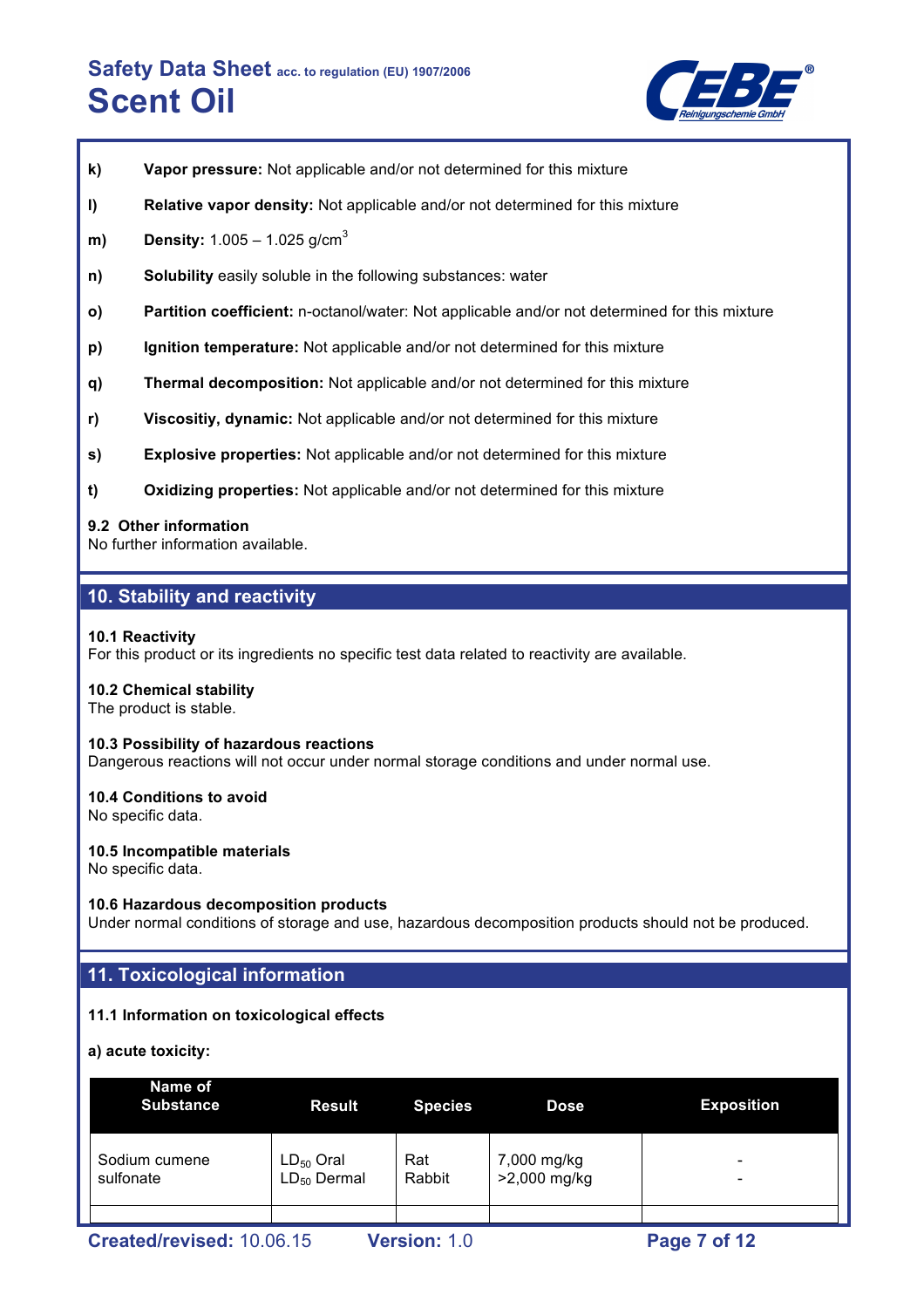**k)** **Vapor pressure:** Not applicable and/or not determined for this mixture

**l)** **Relative vapor density:** Not applicable and/or not determined for this mixture

**m)** **Density:** 1.005 – 1.025 g/cm$^3$

**n)** **Solubility** easily soluble in the following substances: water

**o)** **Partition coefficient:** n-octanol/water: Not applicable and/or not determined for this mixture

**p)** **Ignition temperature:** Not applicable and/or not determined for this mixture

**q)** **Thermal decomposition:** Not applicable and/or not determined for this mixture

**r)** **Viscositiy, dynamic:** Not applicable and/or not determined for this mixture

**s)** **Explosive properties:** Not applicable and/or not determined for this mixture

**t)** **Oxidizing properties:** Not applicable and/or not determined for this mixture

**9.2 Other information**
No further information available.

## 10. Stability and reactivity

**10.1 Reactivity**
For this product or its ingredients no specific test data related to reactivity are available.

**10.2 Chemical stability**
The product is stable.

**10.3 Possibility of hazardous reactions**
Dangerous reactions will not occur under normal storage conditions and under normal use.

**10.4 Conditions to avoid**
No specific data.

**10.5 Incompatible materials**
No specific data.

**10.6 Hazardous decomposition products**
Under normal conditions of storage and use, hazardous decomposition products should not be produced.

## 11. Toxicological information

**11.1 Information on toxicological effects**

**a) acute toxicity:**

| Name of Substance | Result | Species | Dose | Exposition |
|---|---|---|---|---|
| Sodium cumene sulfonate | $LD_{50}$ Oral<br>$LD_{50}$ Dermal | Rat<br>Rabbit | 7,000 mg/kg<br>>2,000 mg/kg | -<br>- |
| | | | | |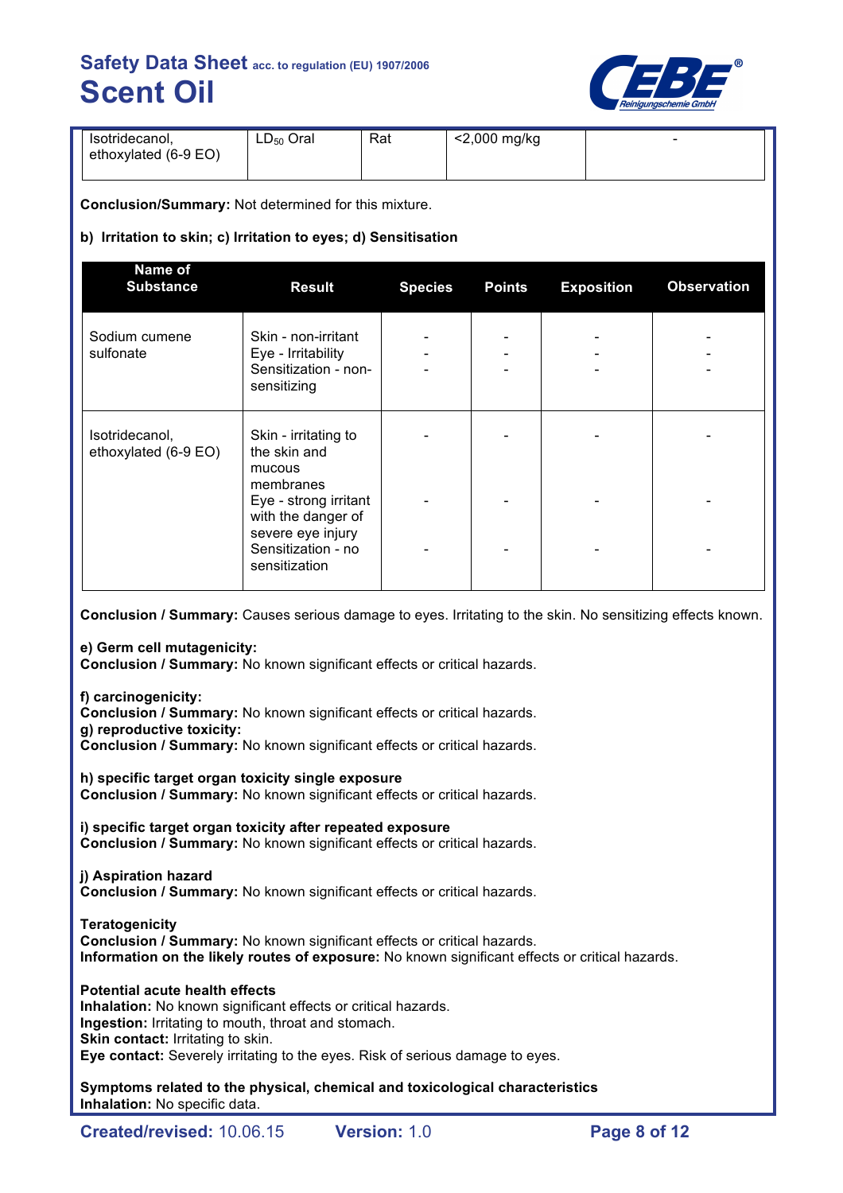| | | | | |
|---|---|---|---|---|
| Isotridecanol, ethoxylated (6-9 EO) | $LD_{50}$ Oral | Rat | <2,000 mg/kg | - |

**Conclusion/Summary:** Not determined for this mixture.

**b) Irritation to skin; c) Irritation to eyes; d) Sensitisation**

| Name of Substance | Result | Species | Points | Exposition | Observation |
|---|---|---|---|---|---|
| Sodium cumene sulfonate | Skin - non-irritant<br>Eye - Irritability<br>Sensitization - non-sensitizing | -<br>-<br>- | -<br>-<br>- | -<br>-<br>- | -<br>-<br>- |
| Isotridecanol, ethoxylated (6-9 EO) | Skin - irritating to the skin and mucous membranes<br>Eye - strong irritant with the danger of severe eye injury<br>Sensitization - no sensitization | -<br>-<br>- | -<br>-<br>- | -<br>-<br>- | -<br>-<br>- |

**Conclusion / Summary:** Causes serious damage to eyes. Irritating to the skin. No sensitizing effects known.

**e) Germ cell mutagenicity:**
**Conclusion / Summary:** No known significant effects or critical hazards.

**f) carcinogenicity:**
**Conclusion / Summary:** No known significant effects or critical hazards.
**g) reproductive toxicity:**
**Conclusion / Summary:** No known significant effects or critical hazards.

**h) specific target organ toxicity single exposure**
**Conclusion / Summary:** No known significant effects or critical hazards.

**i) specific target organ toxicity after repeated exposure**
**Conclusion / Summary:** No known significant effects or critical hazards.

**j) Aspiration hazard**
**Conclusion / Summary:** No known significant effects or critical hazards.

**Teratogenicity**
**Conclusion / Summary:** No known significant effects or critical hazards.
**Information on the likely routes of exposure:** No known significant effects or critical hazards.

**Potential acute health effects**
**Inhalation:** No known significant effects or critical hazards.
**Ingestion:** Irritating to mouth, throat and stomach.
**Skin contact:** Irritating to skin.
**Eye contact:** Severely irritating to the eyes. Risk of serious damage to eyes.

**Symptoms related to the physical, chemical and toxicological characteristics**
**Inhalation:** No specific data.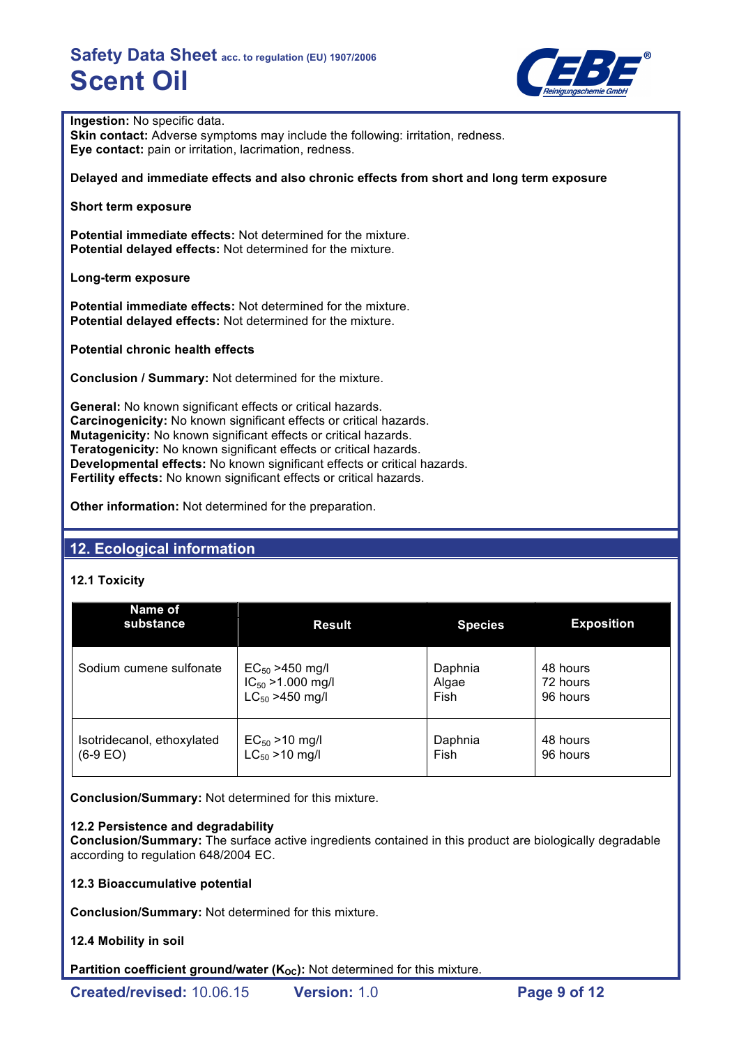**Ingestion:** No specific data.
**Skin contact:** Adverse symptoms may include the following: irritation, redness.
**Eye contact:** pain or irritation, lacrimation, redness.

**Delayed and immediate effects and also chronic effects from short and long term exposure**

**Short term exposure**

**Potential immediate effects:** Not determined for the mixture.
**Potential delayed effects:** Not determined for the mixture.

**Long-term exposure**

**Potential immediate effects:** Not determined for the mixture.
**Potential delayed effects:** Not determined for the mixture.

**Potential chronic health effects**

**Conclusion / Summary:** Not determined for the mixture.

**General:** No known significant effects or critical hazards.
**Carcinogenicity:** No known significant effects or critical hazards.
**Mutagenicity:** No known significant effects or critical hazards.
**Teratogenicity:** No known significant effects or critical hazards.
**Developmental effects:** No known significant effects or critical hazards.
**Fertility effects:** No known significant effects or critical hazards.

**Other information:** Not determined for the preparation.

## 12. Ecological information

### 12.1 Toxicity

| Name of substance | Result | Species | Exposition |
|---|---|---|---|
| Sodium cumene sulfonate | $EC_{50}$ >450 mg/l<br>$IC_{50}$ >1.000 mg/l<br>$LC_{50}$ >450 mg/l | Daphnia<br>Algae<br>Fish | 48 hours<br>72 hours<br>96 hours |
| Isotridecanol, ethoxylated (6-9 EO) | $EC_{50}$ >10 mg/l<br>$LC_{50}$ >10 mg/l | Daphnia<br>Fish | 48 hours<br>96 hours |

**Conclusion/Summary:** Not determined for this mixture.

**12.2 Persistence and degradability**
**Conclusion/Summary:** The surface active ingredients contained in this product are biologically degradable according to regulation 648/2004 EC.

**12.3 Bioaccumulative potential**

**Conclusion/Summary:** Not determined for this mixture.

**12.4 Mobility in soil**

**Partition coefficient ground/water ($K_{OC}$):** Not determined for this mixture.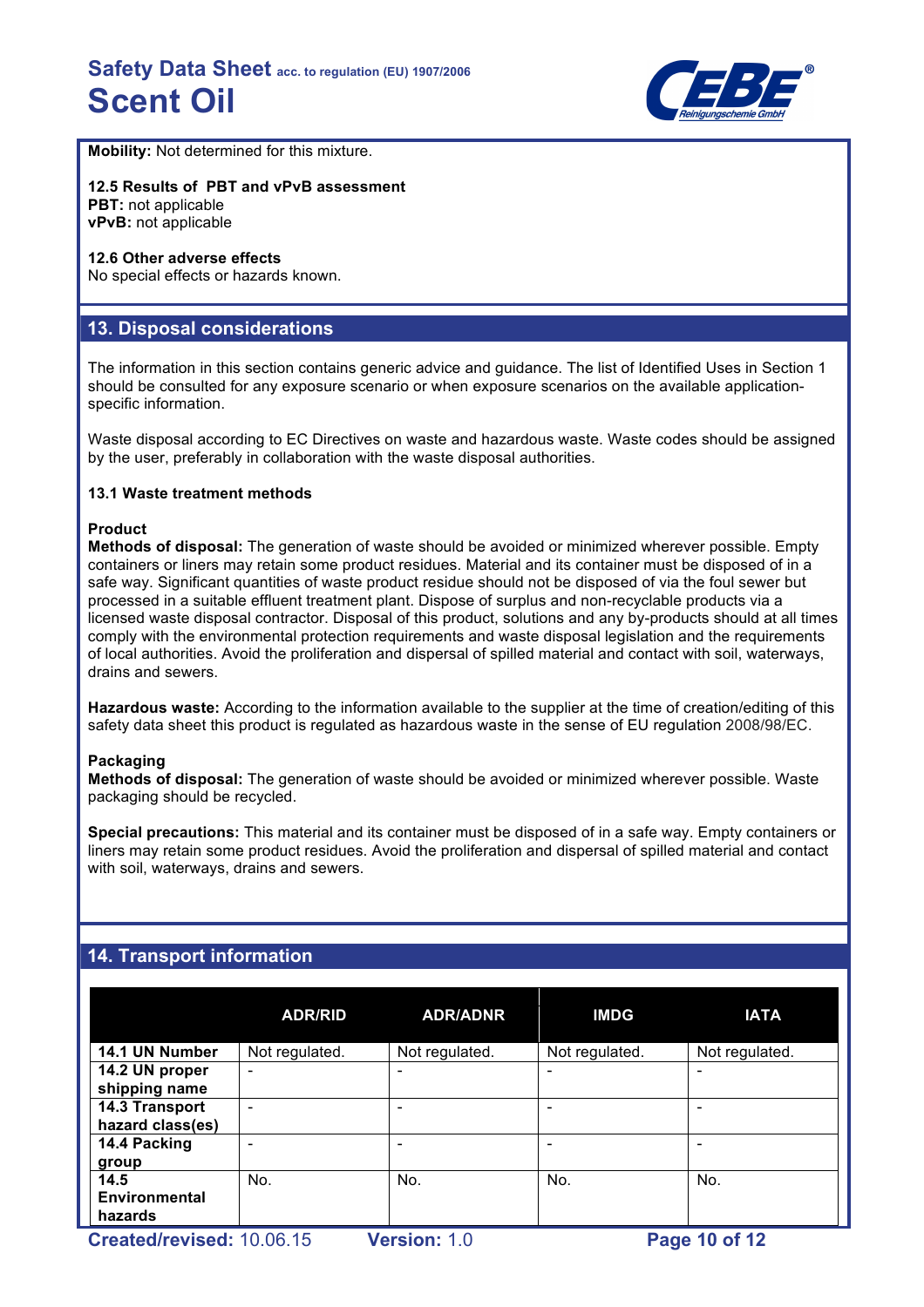**Mobility:** Not determined for this mixture.

**12.5 Results of PBT and vPvB assessment**
**PBT:** not applicable
**vPvB:** not applicable

**12.6 Other adverse effects**
No special effects or hazards known.

## 13. Disposal considerations

The information in this section contains generic advice and guidance. The list of Identified Uses in Section 1 should be consulted for any exposure scenario or when exposure scenarios on the available application-specific information.

Waste disposal according to EC Directives on waste and hazardous waste. Waste codes should be assigned by the user, preferably in collaboration with the waste disposal authorities.

**13.1 Waste treatment methods**

**Product**
**Methods of disposal:** The generation of waste should be avoided or minimized wherever possible. Empty containers or liners may retain some product residues. Material and its container must be disposed of in a safe way. Significant quantities of waste product residue should not be disposed of via the foul sewer but processed in a suitable effluent treatment plant. Dispose of surplus and non-recyclable products via a licensed waste disposal contractor. Disposal of this product, solutions and any by-products should at all times comply with the environmental protection requirements and waste disposal legislation and the requirements of local authorities. Avoid the proliferation and dispersal of spilled material and contact with soil, waterways, drains and sewers.

**Hazardous waste:** According to the information available to the supplier at the time of creation/editing of this safety data sheet this product is regulated as hazardous waste in the sense of EU regulation 2008/98/EC.

**Packaging**
**Methods of disposal:** The generation of waste should be avoided or minimized wherever possible. Waste packaging should be recycled.

**Special precautions:** This material and its container must be disposed of in a safe way. Empty containers or liners may retain some product residues. Avoid the proliferation and dispersal of spilled material and contact with soil, waterways, drains and sewers.

## 14. Transport information

| | ADR/RID | ADR/ADNR | IMDG | IATA |
|---|---|---|---|---|
| **14.1 UN Number** | Not regulated. | Not regulated. | Not regulated. | Not regulated. |
| **14.2 UN proper shipping name** | - | - | - | - |
| **14.3 Transport hazard class(es)** | - | - | - | - |
| **14.4 Packing group** | - | - | - | - |
| **14.5 Environmental hazards** | No. | No. | No. | No. |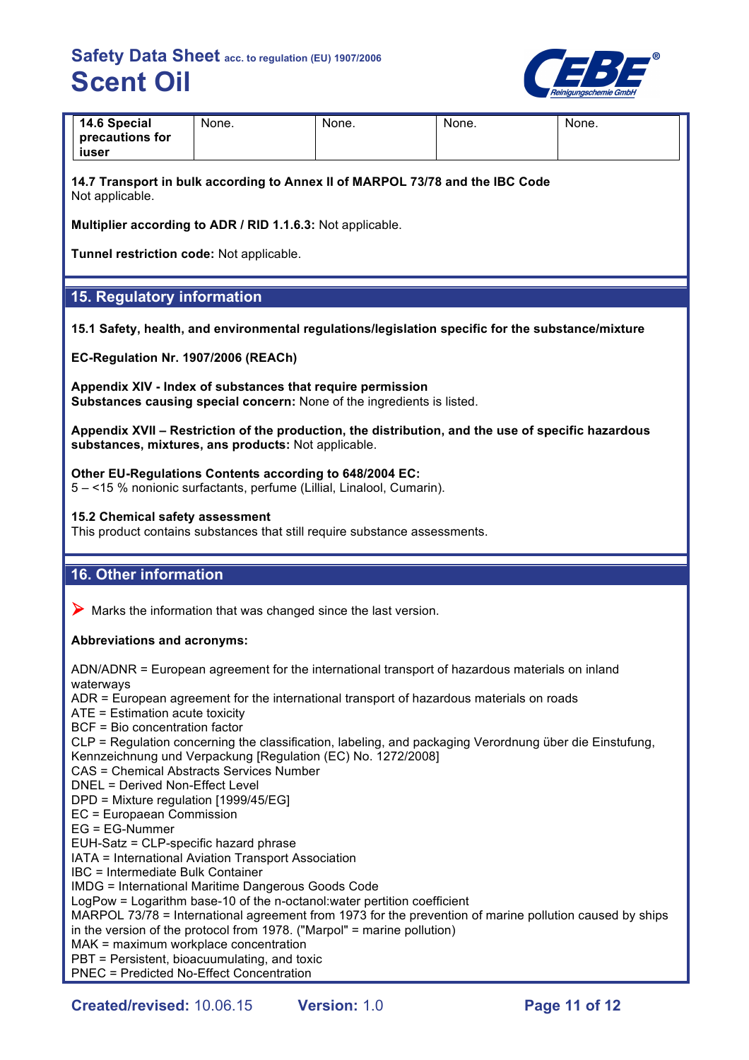| | | | | |
|---|---|---|---|---|
| **14.6 Special precautions for iuser** | None. | None. | None. | None. |

**14.7 Transport in bulk according to Annex II of MARPOL 73/78 and the IBC Code**
Not applicable.

**Multiplier according to ADR / RID 1.1.6.3:** Not applicable.

**Tunnel restriction code:** Not applicable.

## 15. Regulatory information

**15.1 Safety, health, and environmental regulations/legislation specific for the substance/mixture**

**EC-Regulation Nr. 1907/2006 (REACh)**

**Appendix XIV - Index of substances that require permission**
**Substances causing special concern:** None of the ingredients is listed.

**Appendix XVII – Restriction of the production, the distribution, and the use of specific hazardous substances, mixtures, ans products:** Not applicable.

**Other EU-Regulations Contents according to 648/2004 EC:**
5 – <15 % nonionic surfactants, perfume (Lillial, Linalool, Cumarin).

**15.2 Chemical safety assessment**
This product contains substances that still require substance assessments.

## 16. Other information

➤ Marks the information that was changed since the last version.

**Abbreviations and acronyms:**

ADN/ADNR = European agreement for the international transport of hazardous materials on inland waterways
ADR = European agreement for the international transport of hazardous materials on roads
ATE = Estimation acute toxicity
BCF = Bio concentration factor
CLP = Regulation concerning the classification, labeling, and packaging Verordnung über die Einstufung, Kennzeichnung und Verpackung [Regulation (EC) No. 1272/2008]
CAS = Chemical Abstracts Services Number
DNEL = Derived Non-Effect Level
DPD = Mixture regulation [1999/45/EG]
EC = Europaean Commission
EG = EG-Nummer
EUH-Satz = CLP-specific hazard phrase
IATA = International Aviation Transport Association
IBC = Intermediate Bulk Container
IMDG = International Maritime Dangerous Goods Code
LogPow = Logarithm base-10 of the n-octanol:water partition coefficient
MARPOL 73/78 = International agreement from 1973 for the prevention of marine pollution caused by ships in the version of the protocol from 1978. ("Marpol" = marine pollution)
MAK = maximum workplace concentration
PBT = Persistent, bioacuumulating, and toxic
PNEC = Predicted No-Effect Concentration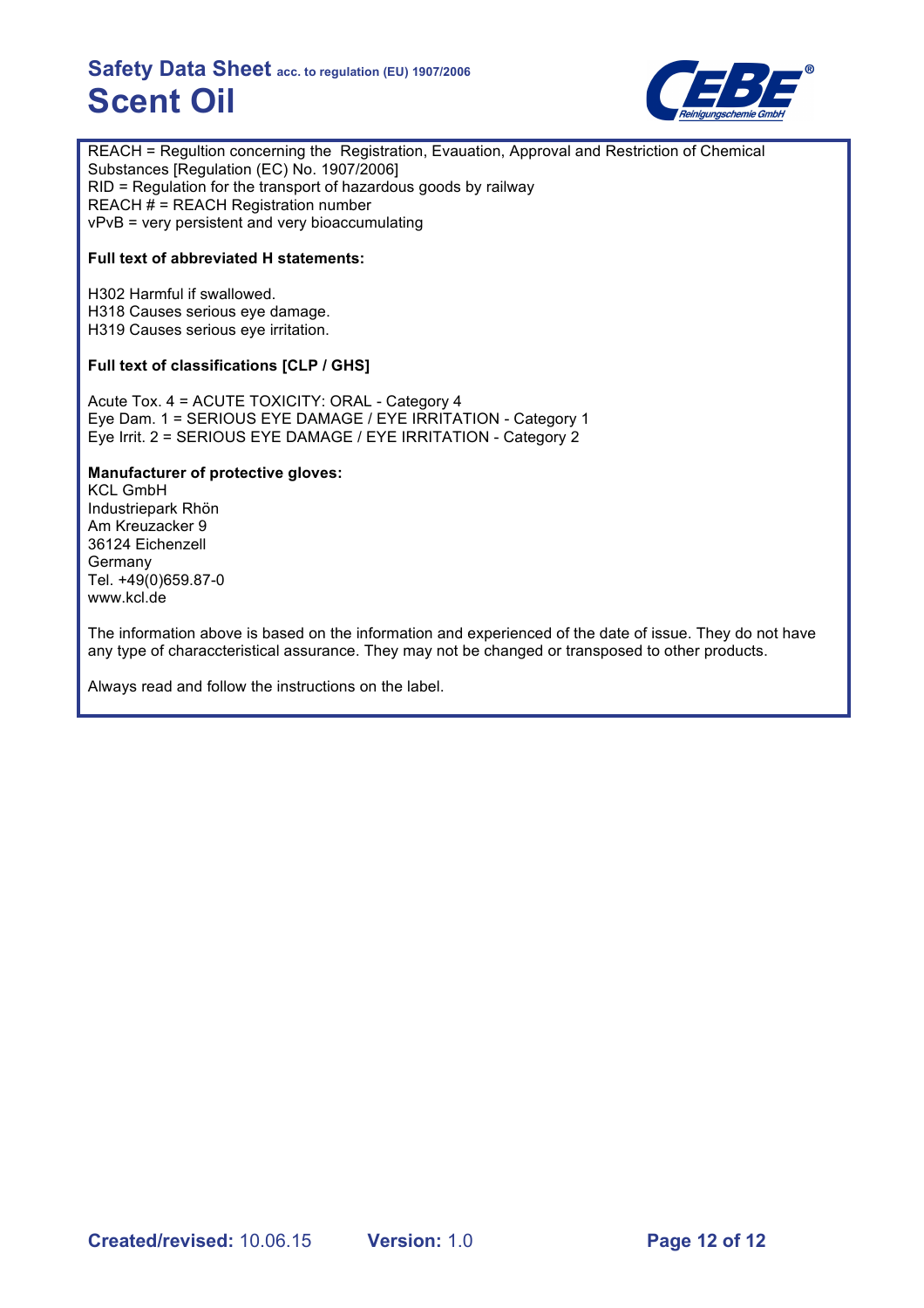REACH = Regultion concerning the  Registration, Evauation, Approval and Restriction of Chemical Substances [Regulation (EC) No. 1907/2006]
RID = Regulation for the transport of hazardous goods by railway
REACH # = REACH Registration number
vPvB = very persistent and very bioaccumulating

**Full text of abbreviated H statements:**

H302 Harmful if swallowed.
H318 Causes serious eye damage.
H319 Causes serious eye irritation.

**Full text of classifications [CLP / GHS]**

Acute Tox. 4 = ACUTE TOXICITY: ORAL - Category 4
Eye Dam. 1 = SERIOUS EYE DAMAGE / EYE IRRITATION - Category 1
Eye Irrit. 2 = SERIOUS EYE DAMAGE / EYE IRRITATION - Category 2

**Manufacturer of protective gloves:**
KCL GmbH
Industriepark Rhön
Am Kreuzacker 9
36124 Eichenzell
Germany
Tel. +49(0)659.87-0
www.kcl.de

The information above is based on the information and experienced of the date of issue. They do not have any type of characcteristical assurance. They may not be changed or transposed to other products.

Always read and follow the instructions on the label.